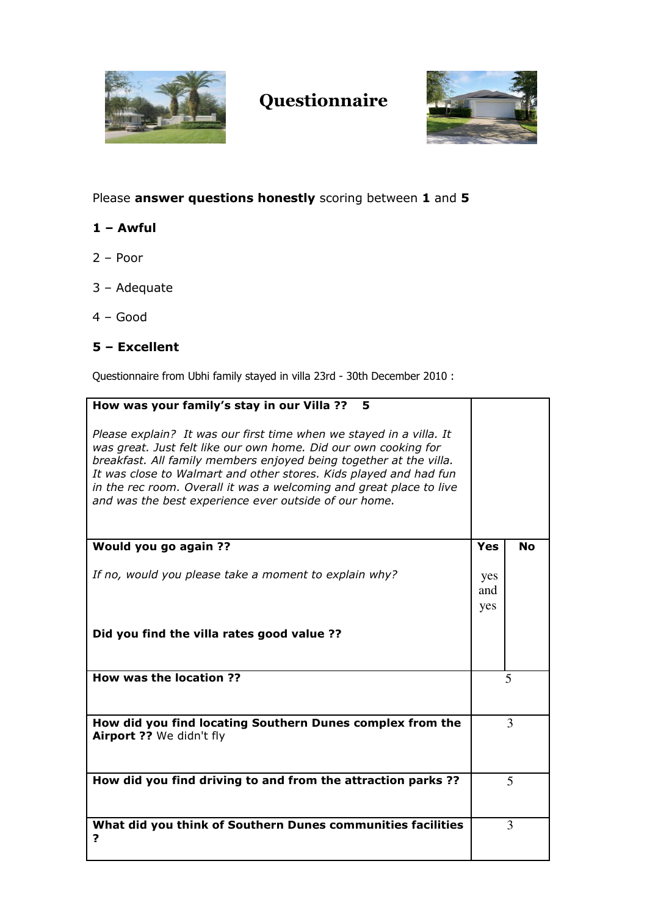# Questionnaire

Please **answer questions honestly** scoring between **1** and **5**

**1 – Awful**

2 – Poor

3 – Adequate

4 – Good

**5 – Excellent**

Questionnaire from Ubhi family stayed in villa 23rd - 30th December 2010 :

| | | |
|---|---|---|
| **How was your family's stay in our Villa ??** 5<br><br>*Please explain? It was our first time when we stayed in a villa. It was great. Just felt like our own home. Did our own cooking for breakfast. All family members enjoyed being together at the villa. It was close to Walmart and other stores. Kids played and had fun in the rec room. Overall it was a welcoming and great place to live and was the best experience ever outside of our home.* | | |
| **Would you go again ??**<br><br>*If no, would you please take a moment to explain why?*<br><br>**Did you find the villa rates good value ??** | **Yes**<br><br>yes and yes | **No** |
| **How was the location ??** | 5 | |
| **How did you find locating Southern Dunes complex from the Airport ??** We didn't fly | 3 | |
| **How did you find driving to and from the attraction parks ??** | 5 | |
| **What did you think of Southern Dunes communities facilities ?** | 3 | |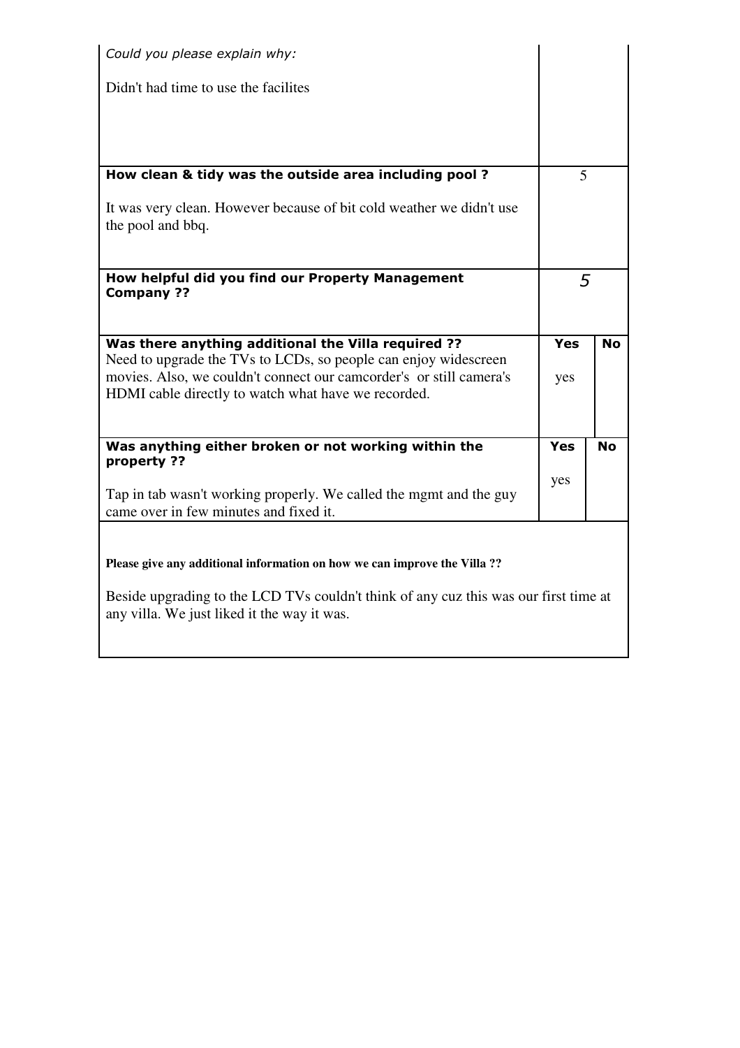| | | |
|---|---|---|
| *Could you please explain why:*<br><br>Didn't had time to use the facilites | | |
| **How clean & tidy was the outside area including pool ?**<br><br>It was very clean. However because of bit cold weather we didn't use the pool and bbq. | 5 | |
| **How helpful did you find our Property Management Company ??** | *5* | |
| **Was there anything additional the Villa required ??**<br>Need to upgrade the TVs to LCDs, so people can enjoy widescreen movies. Also, we couldn't connect our camcorder's or still camera's HDMI cable directly to watch what have we recorded. | **Yes**<br><br>yes | **No** |
| **Was anything either broken or not working within the property ??**<br><br>Tap in tab wasn't working properly. We called the mgmt and the guy came over in few minutes and fixed it. | **Yes**<br><br>yes | **No** |
| **Please give any additional information on how we can improve the Villa ??**<br><br>Beside upgrading to the LCD TVs couldn't think of any cuz this was our first time at any villa. We just liked it the way it was. | | |